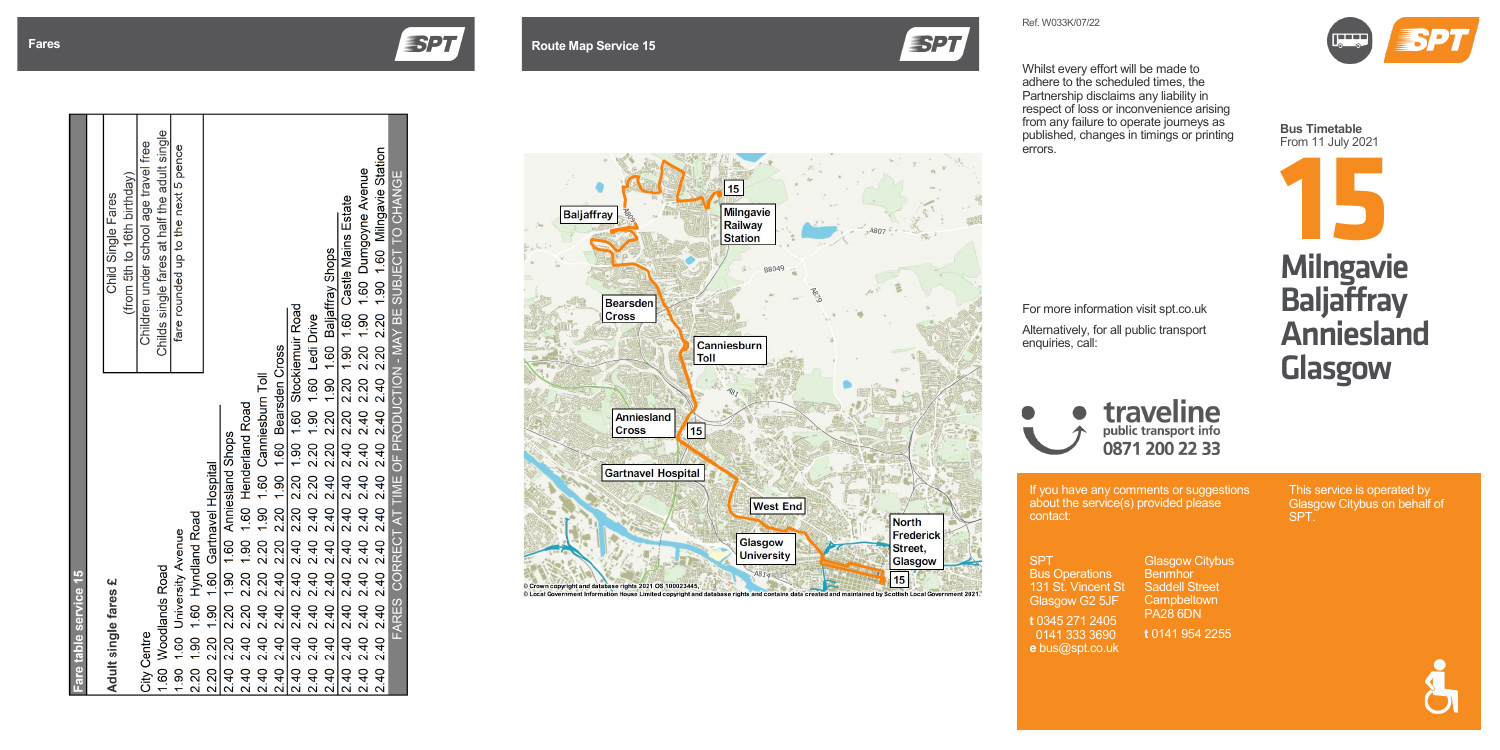## Fares

### Fare table service 15

**Adult single fares £**

| Stop | City Centre | Woodlands Road | University Avenue | Hyndland Road | Gartnavel Hospital | Anniesland Shops | Henderland Road | Canniesburn Toll | Bearsden Cross | Stockiemuir Road | Ledi Drive | Baljaffray Shops | Castle Mains Estate | Dumgoyne Avenue |
|---|---|---|---|---|---|---|---|---|---|---|---|---|---|---|
| City Centre | | | | | | | | | | | | | | |
| Woodlands Road | 1.60 | | | | | | | | | | | | | |
| University Avenue | 1.90 | 1.60 | | | | | | | | | | | | |
| Hyndland Road | 2.20 | 1.90 | 1.60 | | | | | | | | | | | |
| Gartnavel Hospital | 2.20 | 2.20 | 1.90 | 1.60 | | | | | | | | | | |
| Anniesland Shops | 2.40 | 2.20 | 2.20 | 1.90 | 1.60 | | | | | | | | | |
| Henderland Road | 2.40 | 2.40 | 2.20 | 2.20 | 1.90 | 1.60 | | | | | | | | |
| Canniesburn Toll | 2.40 | 2.40 | 2.40 | 2.20 | 2.20 | 1.90 | 1.60 | | | | | | | |
| Bearsden Cross | 2.40 | 2.40 | 2.40 | 2.40 | 2.20 | 2.20 | 1.90 | 1.60 | | | | | | |
| Stockiemuir Road | 2.40 | 2.40 | 2.40 | 2.40 | 2.40 | 2.20 | 2.20 | 1.90 | 1.60 | | | | | |
| Ledi Drive | 2.40 | 2.40 | 2.40 | 2.40 | 2.40 | 2.40 | 2.20 | 2.20 | 1.90 | 1.60 | | | | |
| Baljaffray Shops | 2.40 | 2.40 | 2.40 | 2.40 | 2.40 | 2.40 | 2.40 | 2.20 | 2.20 | 1.90 | 1.60 | | | |
| Castle Mains Estate | 2.40 | 2.40 | 2.40 | 2.40 | 2.40 | 2.40 | 2.40 | 2.40 | 2.20 | 2.20 | 1.90 | 1.60 | | |
| Dumgoyne Avenue | 2.40 | 2.40 | 2.40 | 2.40 | 2.40 | 2.40 | 2.40 | 2.40 | 2.40 | 2.20 | 2.20 | 1.90 | 1.60 | |
| Milngavie Station | 2.40 | 2.40 | 2.40 | 2.40 | 2.40 | 2.40 | 2.40 | 2.40 | 2.40 | 2.40 | 2.20 | 2.20 | 1.90 | 1.60 |

**Child Single Fares**
(from 5th to 16th birthday)

Children under school age travel free
Childs single fares at half the adult single fare rounded up to the next 5 pence

FARES CORRECT AT TIME OF PRODUCTION - MAY BE SUBJECT TO CHANGE

## Route Map Service 15

© Crown copyright and database rights 2021 OS 100023445.
© Local Government Information House Limited copyright and database rights and contains data created and maintained by Scottish Local Government 2021.

Ref. W033K/07/22

Whilst every effort will be made to adhere to the scheduled times, the Partnership disclaims any liability in respect of loss or inconvenience arising from any failure to operate journeys as published, changes in timings or printing errors.

For more information visit spt.co.uk

Alternatively, for all public transport enquiries, call:

**traveline**
public transport info
**0871 200 22 33**

If you have any comments or suggestions about the service(s) provided please contact:

SPT
Bus Operations
131 St. Vincent St
Glasgow G2 5JF
t 0345 271 2405
0141 333 3690
e bus@spt.co.uk

Glasgow Citybus
Benmhor
Saddell Street
Campbeltown
PA28 6DN
t 0141 954 2255

This service is operated by Glasgow Citybus on behalf of SPT.

**Bus Timetable**
From 11 July 2021

# 15

# Milngavie Baljaffray Anniesland Glasgow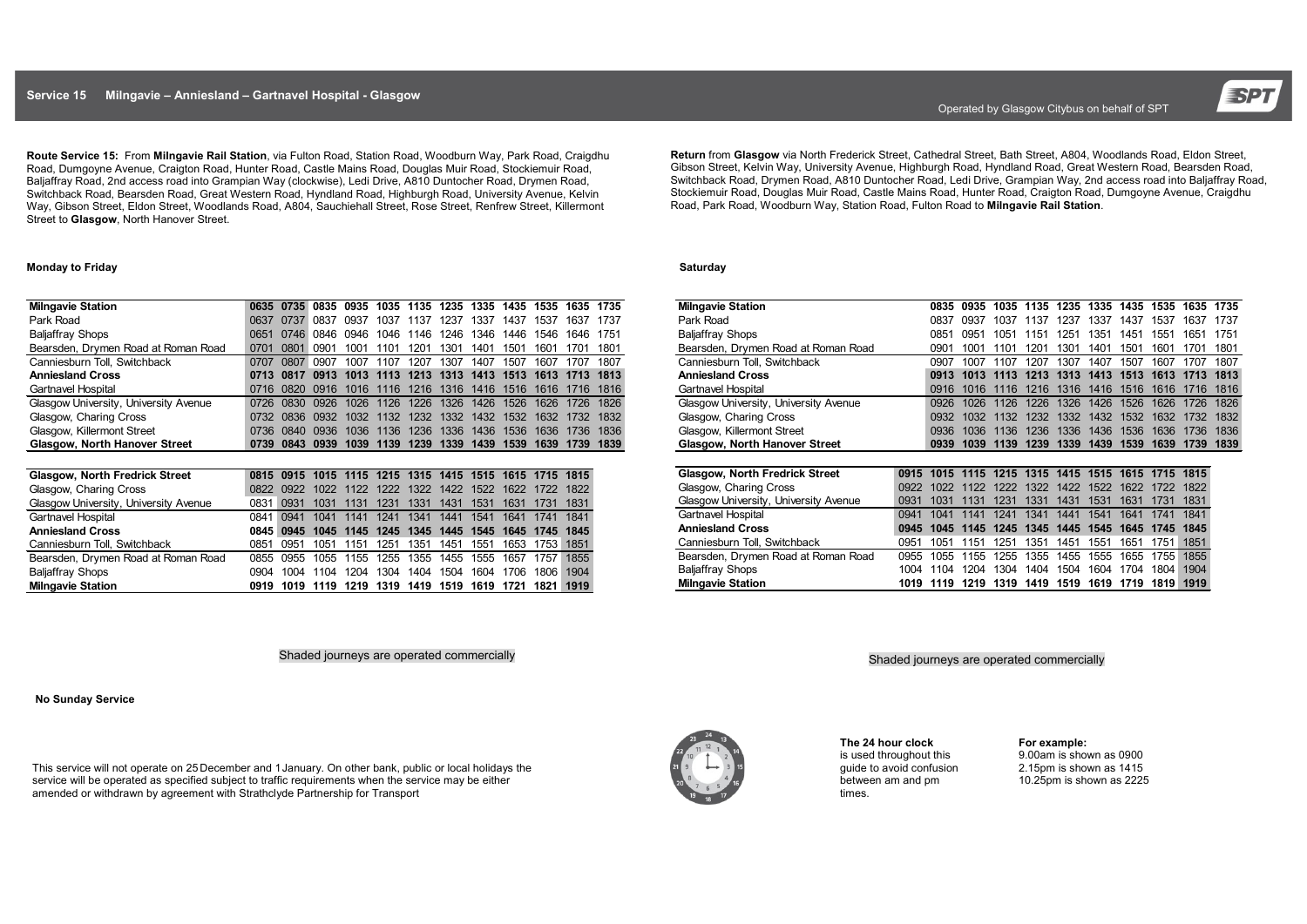## Service 15 Milngavie – Anniesland – Gartnavel Hospital - Glasgow

Operated by Glasgow Citybus on behalf of SPT

**Route Service 15:** From **Milngavie Rail Station**, via Fulton Road, Station Road, Woodburn Way, Park Road, Craigdhu Road, Dumgoyne Avenue, Craigton Road, Hunter Road, Castle Mains Road, Douglas Muir Road, Stockiemuir Road, Baljaffray Road, 2nd access road into Grampian Way (clockwise), Ledi Drive, A810 Duntocher Road, Drymen Road, Switchback Road, Bearsden Road, Great Western Road, Hyndland Road, Highburgh Road, University Avenue, Kelvin Way, Gibson Street, Eldon Street, Woodlands Road, A804, Sauchiehall Street, Rose Street, Renfrew Street, Killermont Street to **Glasgow**, North Hanover Street.

**Return** from **Glasgow** via North Frederick Street, Cathedral Street, Bath Street, A804, Woodlands Road, Eldon Street, Gibson Street, Kelvin Way, University Avenue, Highburgh Road, Hyndland Road, Great Western Road, Bearsden Road, Switchback Road, Drymen Road, A810 Duntocher Road, Ledi Drive, Grampian Way, 2nd access road into Baljaffray Road, Stockiemuir Road, Douglas Muir Road, Castle Mains Road, Hunter Road, Craigton Road, Dumgoyne Avenue, Craigdhu Road, Park Road, Woodburn Way, Station Road, Fulton Road to **Milngavie Rail Station**.

### Monday to Friday

| Milngavie Station | 0635 | 0735 | 0835 | 0935 | 1035 | 1135 | 1235 | 1335 | 1435 | 1535 | 1635 | 1735 |
|---|---|---|---|---|---|---|---|---|---|---|---|---|
| Park Road | 0637 | 0737 | 0837 | 0937 | 1037 | 1137 | 1237 | 1337 | 1437 | 1537 | 1637 | 1737 |
| Baljaffray Shops | 0651 | 0746 | 0846 | 0946 | 1046 | 1146 | 1246 | 1346 | 1446 | 1546 | 1646 | 1751 |
| Bearsden, Drymen Road at Roman Road | 0701 | 0801 | 0901 | 1001 | 1101 | 1201 | 1301 | 1401 | 1501 | 1601 | 1701 | 1801 |
| Canniesburn Toll, Switchback | 0707 | 0807 | 0907 | 1007 | 1107 | 1207 | 1307 | 1407 | 1507 | 1607 | 1707 | 1807 |
| **Anniesland Cross** | 0713 | 0817 | 0913 | 1013 | 1113 | 1213 | 1313 | 1413 | 1513 | 1613 | 1713 | 1813 |
| Gartnavel Hospital | 0716 | 0820 | 0916 | 1016 | 1116 | 1216 | 1316 | 1416 | 1516 | 1616 | 1716 | 1816 |
| Glasgow University, University Avenue | 0726 | 0830 | 0926 | 1026 | 1126 | 1226 | 1326 | 1426 | 1526 | 1626 | 1726 | 1826 |
| Glasgow, Charing Cross | 0732 | 0836 | 0932 | 1032 | 1132 | 1232 | 1332 | 1432 | 1532 | 1632 | 1732 | 1832 |
| Glasgow, Killermont Street | 0736 | 0840 | 0936 | 1036 | 1136 | 1236 | 1336 | 1436 | 1536 | 1636 | 1736 | 1836 |
| **Glasgow, North Hanover Street** | 0739 | 0843 | 0939 | 1039 | 1139 | 1239 | 1339 | 1439 | 1539 | 1639 | 1739 | 1839 |

| Glasgow, North Fredrick Street | 0815 | 0915 | 1015 | 1115 | 1215 | 1315 | 1415 | 1515 | 1615 | 1715 | 1815 |
|---|---|---|---|---|---|---|---|---|---|---|---|
| Glasgow, Charing Cross | 0822 | 0922 | 1022 | 1122 | 1222 | 1322 | 1422 | 1522 | 1622 | 1722 | 1822 |
| Glasgow University, University Avenue | 0831 | 0931 | 1031 | 1131 | 1231 | 1331 | 1431 | 1531 | 1631 | 1731 | 1831 |
| Gartnavel Hospital | 0841 | 0941 | 1041 | 1141 | 1241 | 1341 | 1441 | 1541 | 1641 | 1741 | 1841 |
| **Anniesland Cross** | 0845 | 0945 | 1045 | 1145 | 1245 | 1345 | 1445 | 1545 | 1645 | 1745 | 1845 |
| Canniesburn Toll, Switchback | 0851 | 0951 | 1051 | 1151 | 1251 | 1351 | 1451 | 1551 | 1653 | 1753 | 1851 |
| Bearsden, Drymen Road at Roman Road | 0855 | 0955 | 1055 | 1155 | 1255 | 1355 | 1455 | 1555 | 1657 | 1757 | 1855 |
| Baljaffray Shops | 0904 | 1004 | 1104 | 1204 | 1304 | 1404 | 1504 | 1604 | 1706 | 1806 | 1904 |
| **Milngavie Station** | 0919 | 1019 | 1119 | 1219 | 1319 | 1419 | 1519 | 1619 | 1721 | 1821 | 1919 |

Shaded journeys are operated commercially

### Saturday

| Milngavie Station | 0835 | 0935 | 1035 | 1135 | 1235 | 1335 | 1435 | 1535 | 1635 | 1735 |
|---|---|---|---|---|---|---|---|---|---|---|
| Park Road | 0837 | 0937 | 1037 | 1137 | 1237 | 1337 | 1437 | 1537 | 1637 | 1737 |
| Baljaffray Shops | 0851 | 0951 | 1051 | 1151 | 1251 | 1351 | 1451 | 1551 | 1651 | 1751 |
| Bearsden, Drymen Road at Roman Road | 0901 | 1001 | 1101 | 1201 | 1301 | 1401 | 1501 | 1601 | 1701 | 1801 |
| Canniesburn Toll, Switchback | 0907 | 1007 | 1107 | 1207 | 1307 | 1407 | 1507 | 1607 | 1707 | 1807 |
| **Anniesland Cross** | 0913 | 1013 | 1113 | 1213 | 1313 | 1413 | 1513 | 1613 | 1713 | 1813 |
| Gartnavel Hospital | 0916 | 1016 | 1116 | 1216 | 1316 | 1416 | 1516 | 1616 | 1716 | 1816 |
| Glasgow University, University Avenue | 0926 | 1026 | 1126 | 1226 | 1326 | 1426 | 1526 | 1626 | 1726 | 1826 |
| Glasgow, Charing Cross | 0932 | 1032 | 1132 | 1232 | 1332 | 1432 | 1532 | 1632 | 1732 | 1832 |
| Glasgow, Killermont Street | 0936 | 1036 | 1136 | 1236 | 1336 | 1436 | 1536 | 1636 | 1736 | 1836 |
| **Glasgow, North Hanover Street** | 0939 | 1039 | 1139 | 1239 | 1339 | 1439 | 1539 | 1639 | 1739 | 1839 |

| Glasgow, North Fredrick Street | 0915 | 1015 | 1115 | 1215 | 1315 | 1415 | 1515 | 1615 | 1715 | 1815 |
|---|---|---|---|---|---|---|---|---|---|---|
| Glasgow, Charing Cross | 0922 | 1022 | 1122 | 1222 | 1322 | 1422 | 1522 | 1622 | 1722 | 1822 |
| Glasgow University, University Avenue | 0931 | 1031 | 1131 | 1231 | 1331 | 1431 | 1531 | 1631 | 1731 | 1831 |
| Gartnavel Hospital | 0941 | 1041 | 1141 | 1241 | 1341 | 1441 | 1541 | 1641 | 1741 | 1841 |
| **Anniesland Cross** | 0945 | 1045 | 1145 | 1245 | 1345 | 1445 | 1545 | 1645 | 1745 | 1845 |
| Canniesburn Toll, Switchback | 0951 | 1051 | 1151 | 1251 | 1351 | 1451 | 1551 | 1651 | 1751 | 1851 |
| Bearsden, Drymen Road at Roman Road | 0955 | 1055 | 1155 | 1255 | 1355 | 1455 | 1555 | 1655 | 1755 | 1855 |
| Baljaffray Shops | 1004 | 1104 | 1204 | 1304 | 1404 | 1504 | 1604 | 1704 | 1804 | 1904 |
| **Milngavie Station** | 1019 | 1119 | 1219 | 1319 | 1419 | 1519 | 1619 | 1719 | 1819 | 1919 |

Shaded journeys are operated commercially

**No Sunday Service**

This service will not operate on 25 December and 1 January. On other bank, public or local holidays the service will be operated as specified subject to traffic requirements when the service may be either amended or withdrawn by agreement with Strathclyde Partnership for Transport

**The 24 hour clock** is used throughout this guide to avoid confusion between am and pm times.

**For example:**
9.00am is shown as 0900
2.15pm is shown as 1415
10.25pm is shown as 2225